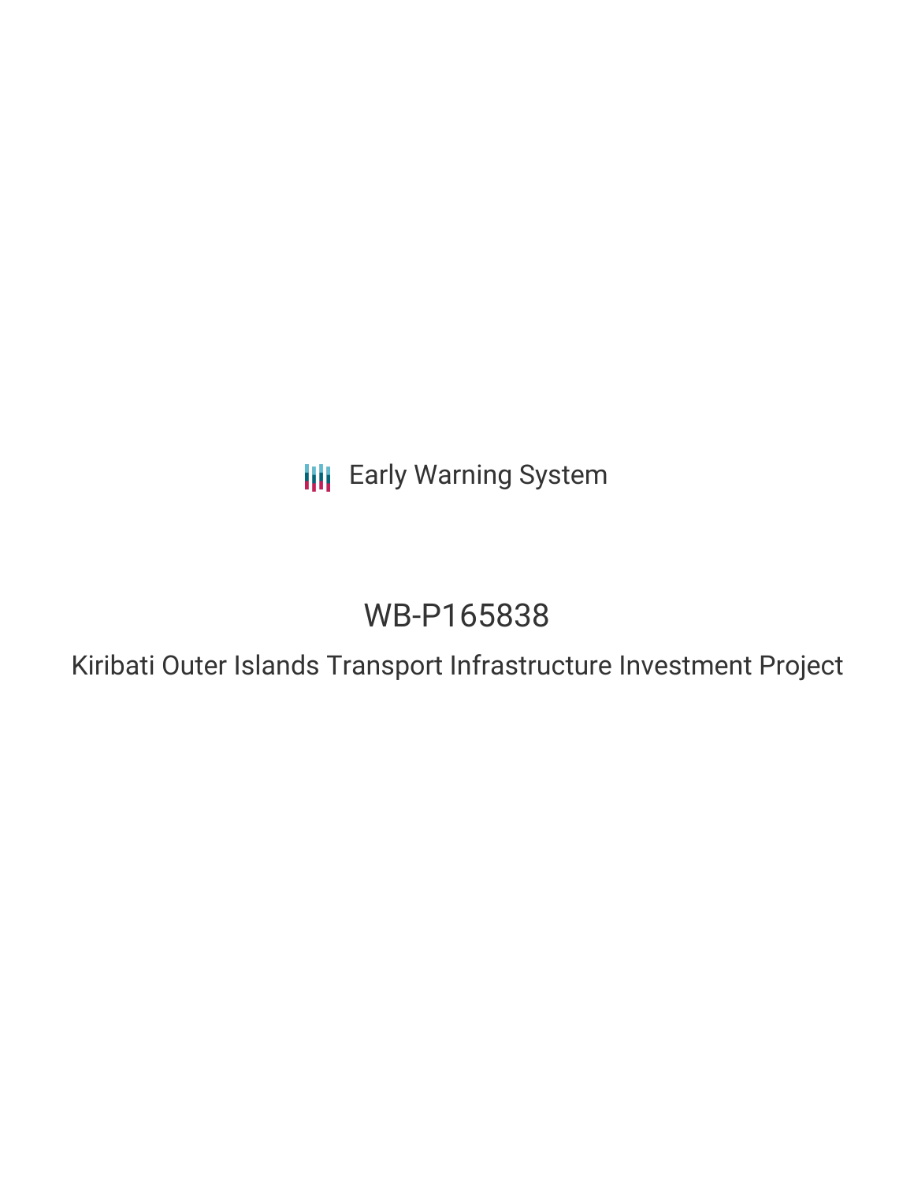Early Warning System

# WB-P165838

## Kiribati Outer Islands Transport Infrastructure Investment Project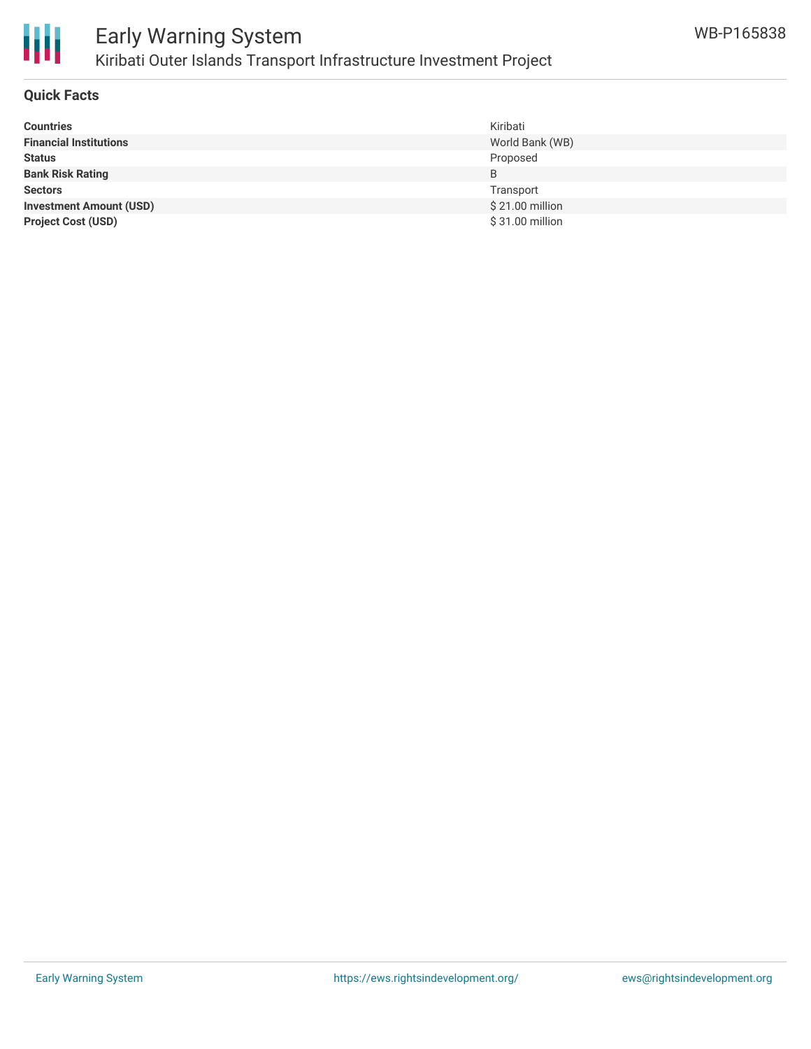## Quick Facts

| | |
|---|---|
| **Countries** | Kiribati |
| **Financial Institutions** | World Bank (WB) |
| **Status** | Proposed |
| **Bank Risk Rating** | B |
| **Sectors** | Transport |
| **Investment Amount (USD)** | $ 21.00 million |
| **Project Cost (USD)** | $ 31.00 million |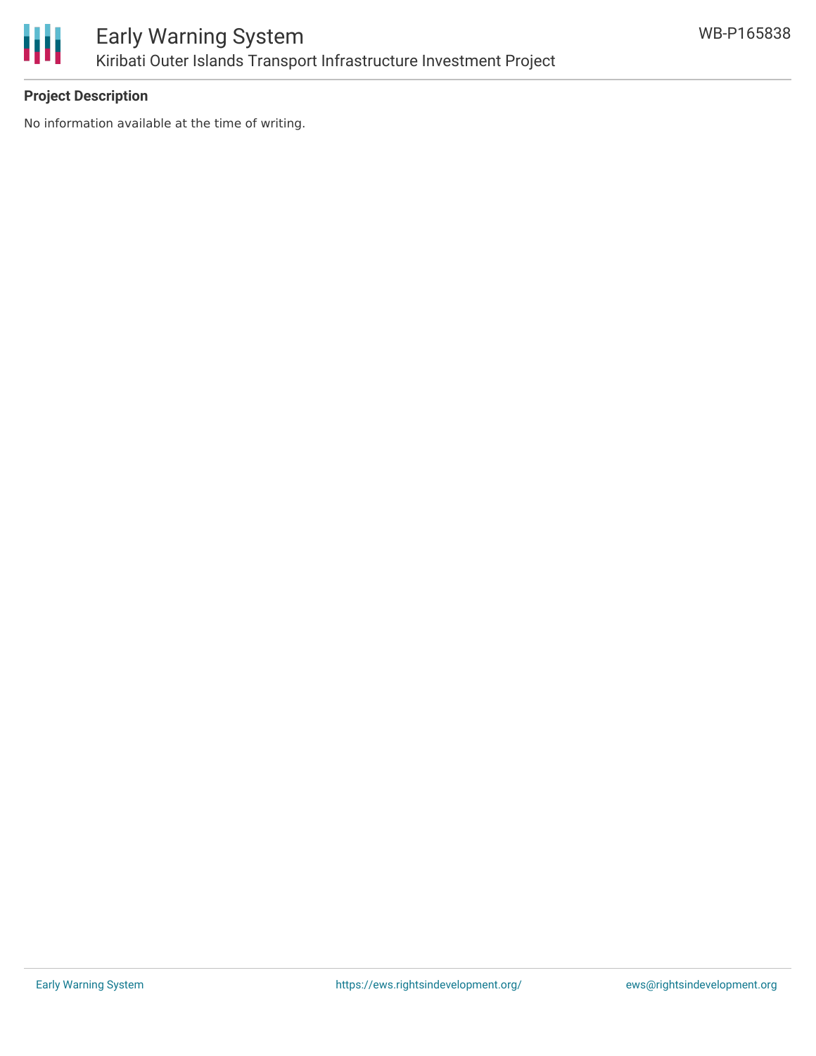**Project Description**

No information available at the time of writing.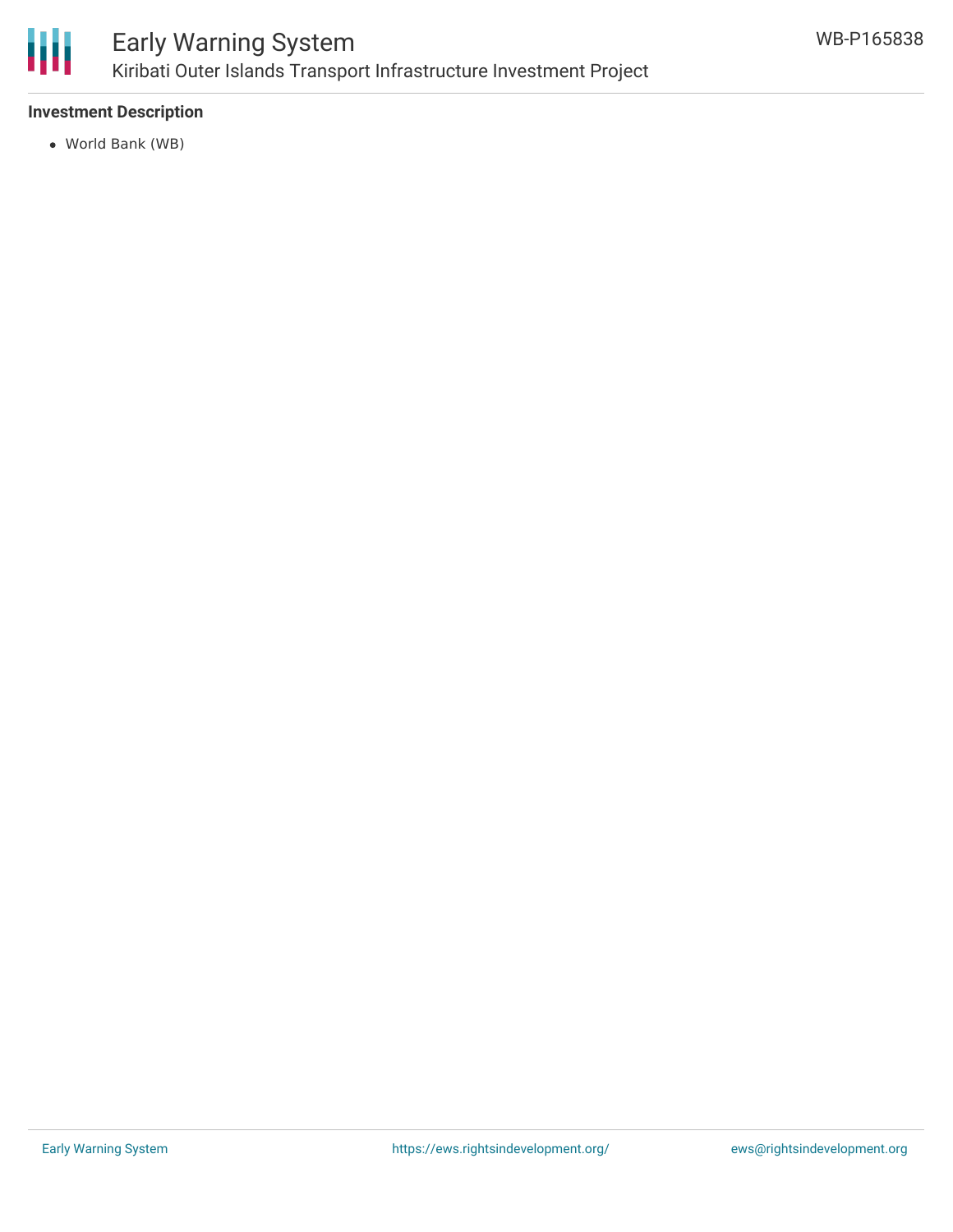**Investment Description**

- World Bank (WB)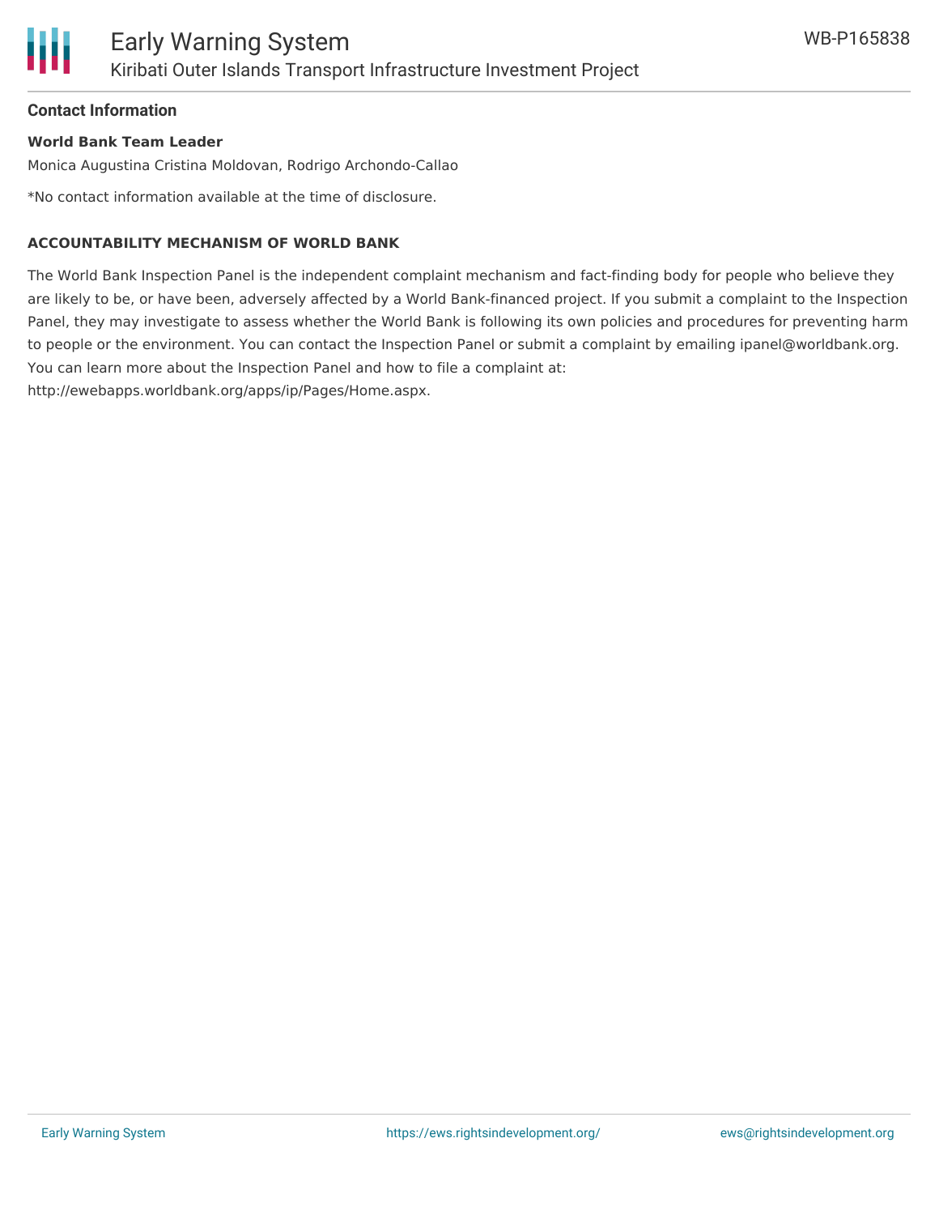### Contact Information

**World Bank Team Leader**

Monica Augustina Cristina Moldovan, Rodrigo Archondo-Callao

*No contact information available at the time of disclosure.

**ACCOUNTABILITY MECHANISM OF WORLD BANK**

The World Bank Inspection Panel is the independent complaint mechanism and fact-finding body for people who believe they are likely to be, or have been, adversely affected by a World Bank-financed project. If you submit a complaint to the Inspection Panel, they may investigate to assess whether the World Bank is following its own policies and procedures for preventing harm to people or the environment. You can contact the Inspection Panel or submit a complaint by emailing ipanel@worldbank.org. You can learn more about the Inspection Panel and how to file a complaint at: http://ewebapps.worldbank.org/apps/ip/Pages/Home.aspx.